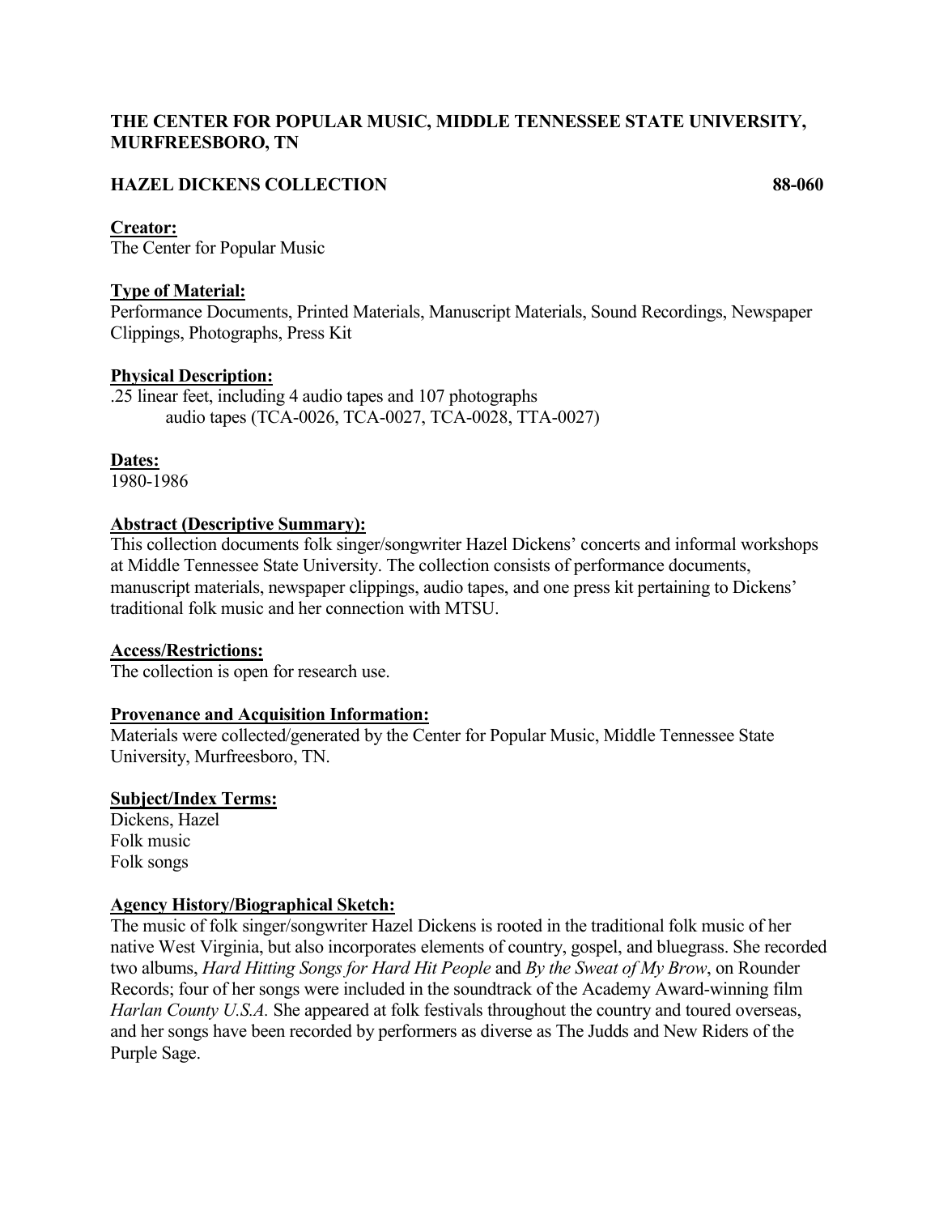**THE CENTER FOR POPULAR MUSIC, MIDDLE TENNESSEE STATE UNIVERSITY, MURFREESBORO, TN**

**HAZEL DICKENS COLLECTION 88-060**

**Creator:**
The Center for Popular Music

**Type of Material:**
Performance Documents, Printed Materials, Manuscript Materials, Sound Recordings, Newspaper Clippings, Photographs, Press Kit

**Physical Description:**
.25 linear feet, including 4 audio tapes and 107 photographs
audio tapes (TCA-0026, TCA-0027, TCA-0028, TTA-0027)

**Dates:**
1980-1986

**Abstract (Descriptive Summary):**
This collection documents folk singer/songwriter Hazel Dickens' concerts and informal workshops at Middle Tennessee State University. The collection consists of performance documents, manuscript materials, newspaper clippings, audio tapes, and one press kit pertaining to Dickens' traditional folk music and her connection with MTSU.

**Access/Restrictions:**
The collection is open for research use.

**Provenance and Acquisition Information:**
Materials were collected/generated by the Center for Popular Music, Middle Tennessee State University, Murfreesboro, TN.

**Subject/Index Terms:**
Dickens, Hazel
Folk music
Folk songs

**Agency History/Biographical Sketch:**
The music of folk singer/songwriter Hazel Dickens is rooted in the traditional folk music of her native West Virginia, but also incorporates elements of country, gospel, and bluegrass. She recorded two albums, *Hard Hitting Songs for Hard Hit People* and *By the Sweat of My Brow*, on Rounder Records; four of her songs were included in the soundtrack of the Academy Award-winning film *Harlan County U.S.A.* She appeared at folk festivals throughout the country and toured overseas, and her songs have been recorded by performers as diverse as The Judds and New Riders of the Purple Sage.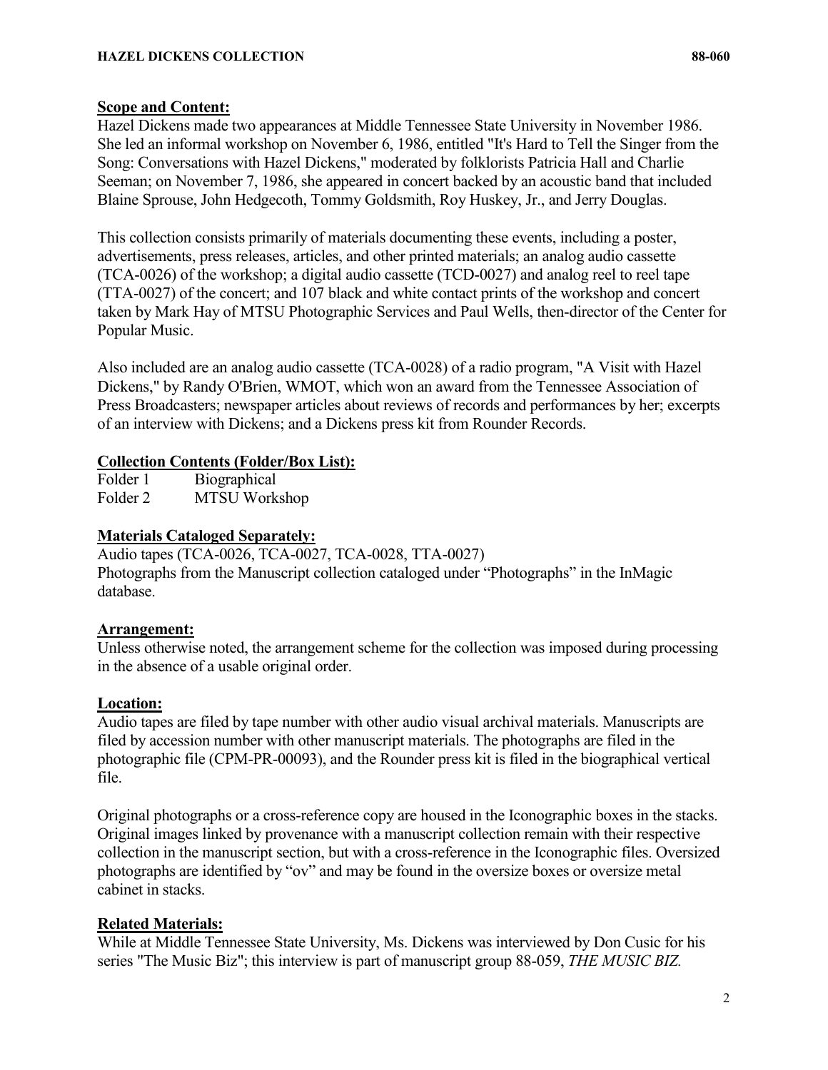## Scope and Content:

Hazel Dickens made two appearances at Middle Tennessee State University in November 1986. She led an informal workshop on November 6, 1986, entitled "It's Hard to Tell the Singer from the Song: Conversations with Hazel Dickens," moderated by folklorists Patricia Hall and Charlie Seeman; on November 7, 1986, she appeared in concert backed by an acoustic band that included Blaine Sprouse, John Hedgecoth, Tommy Goldsmith, Roy Huskey, Jr., and Jerry Douglas.

This collection consists primarily of materials documenting these events, including a poster, advertisements, press releases, articles, and other printed materials; an analog audio cassette (TCA-0026) of the workshop; a digital audio cassette (TCD-0027) and analog reel to reel tape (TTA-0027) of the concert; and 107 black and white contact prints of the workshop and concert taken by Mark Hay of MTSU Photographic Services and Paul Wells, then-director of the Center for Popular Music.

Also included are an analog audio cassette (TCA-0028) of a radio program, "A Visit with Hazel Dickens," by Randy O'Brien, WMOT, which won an award from the Tennessee Association of Press Broadcasters; newspaper articles about reviews of records and performances by her; excerpts of an interview with Dickens; and a Dickens press kit from Rounder Records.

## Collection Contents (Folder/Box List):

| | |
|---|---|
| Folder 1 | Biographical |
| Folder 2 | MTSU Workshop |

## Materials Cataloged Separately:

Audio tapes (TCA-0026, TCA-0027, TCA-0028, TTA-0027)
Photographs from the Manuscript collection cataloged under "Photographs" in the InMagic database.

## Arrangement:

Unless otherwise noted, the arrangement scheme for the collection was imposed during processing in the absence of a usable original order.

## Location:

Audio tapes are filed by tape number with other audio visual archival materials. Manuscripts are filed by accession number with other manuscript materials. The photographs are filed in the photographic file (CPM-PR-00093), and the Rounder press kit is filed in the biographical vertical file.

Original photographs or a cross-reference copy are housed in the Iconographic boxes in the stacks. Original images linked by provenance with a manuscript collection remain with their respective collection in the manuscript section, but with a cross-reference in the Iconographic files. Oversized photographs are identified by "ov" and may be found in the oversize boxes or oversize metal cabinet in stacks.

## Related Materials:

While at Middle Tennessee State University, Ms. Dickens was interviewed by Don Cusic for his series "The Music Biz"; this interview is part of manuscript group 88-059, *THE MUSIC BIZ.*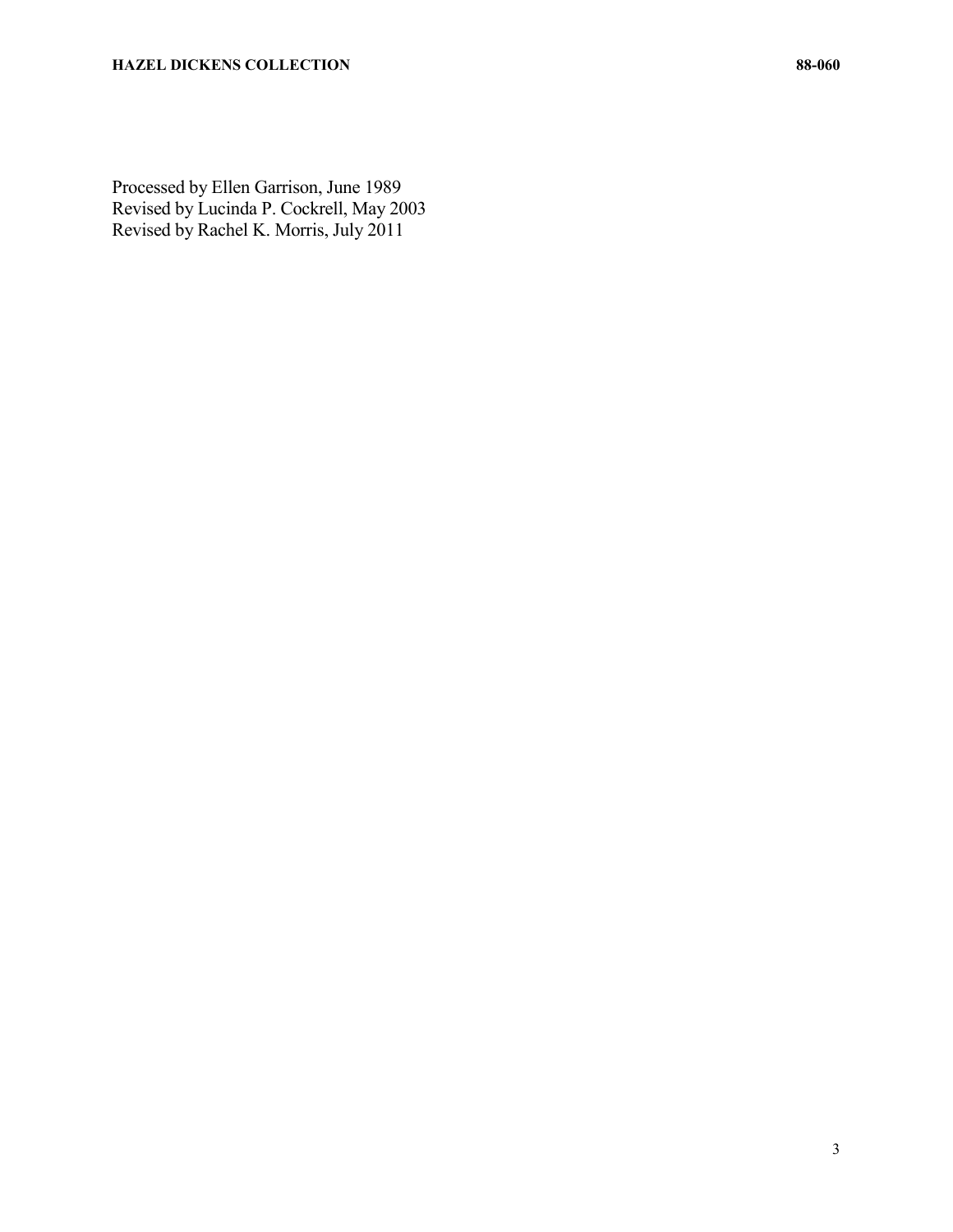Processed by Ellen Garrison, June 1989
Revised by Lucinda P. Cockrell, May 2003
Revised by Rachel K. Morris, July 2011